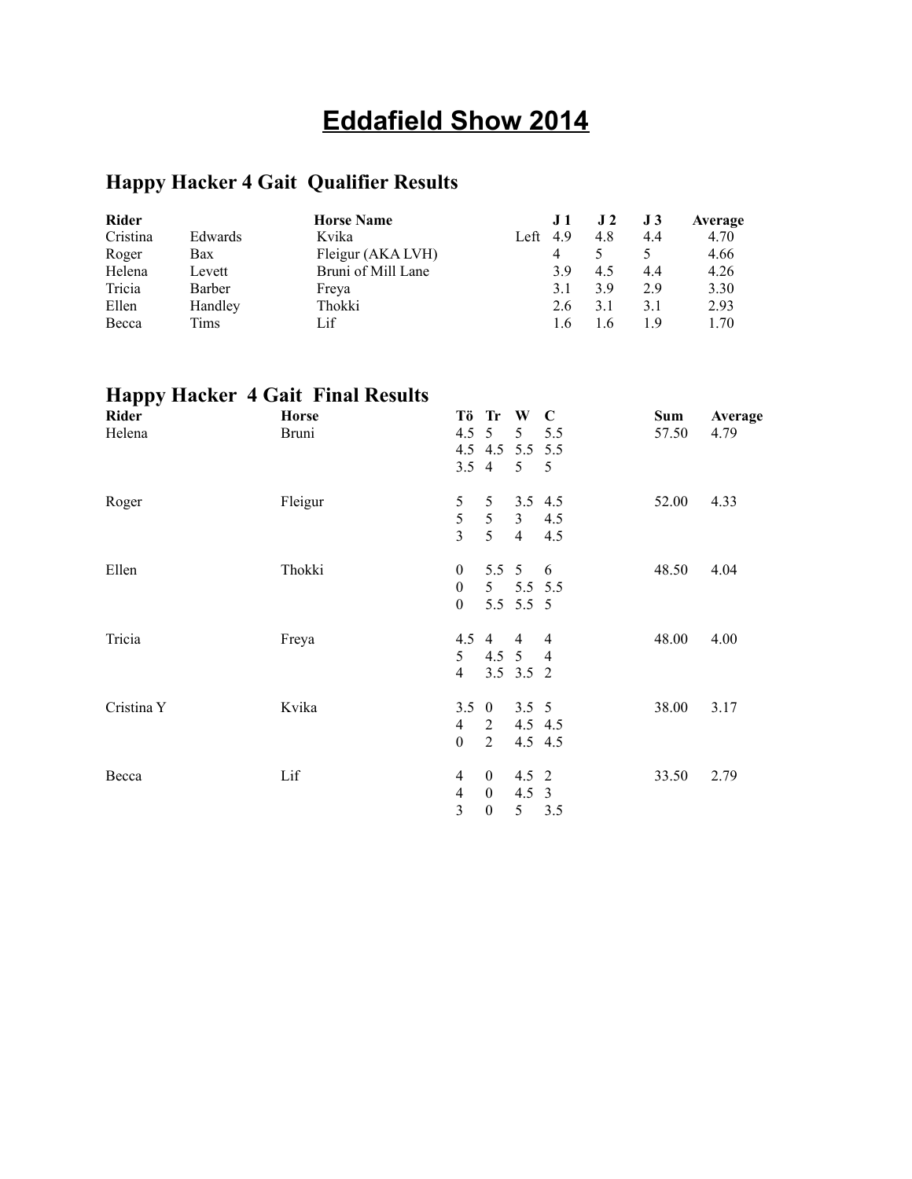# Eddafield Show 2014

## Happy Hacker 4 Gait Qualifier Results

| Rider | | Horse Name | | J 1 | J 2 | J 3 | Average |
|---|---|---|---|---|---|---|---|
| Cristina | Edwards | Kvika | Left | 4.9 | 4.8 | 4.4 | 4.70 |
| Roger | Bax | Fleigur (AKA LVH) | | 4 | 5 | 5 | 4.66 |
| Helena | Levett | Bruni of Mill Lane | | 3.9 | 4.5 | 4.4 | 4.26 |
| Tricia | Barber | Freya | | 3.1 | 3.9 | 2.9 | 3.30 |
| Ellen | Handley | Thokki | | 2.6 | 3.1 | 3.1 | 2.93 |
| Becca | Tims | Lif | | 1.6 | 1.6 | 1.9 | 1.70 |

## Happy Hacker 4 Gait Final Results

| Rider | Horse | Tö | Tr | W | C | Sum | Average |
|---|---|---|---|---|---|---|---|
| Helena | Bruni | 4.5 | 5 | 5 | 5.5 | 57.50 | 4.79 |
| | | 4.5 | 4.5 | 5.5 | 5.5 | | |
| | | 3.5 | 4 | 5 | 5 | | |
| Roger | Fleigur | 5 | 5 | 3.5 | 4.5 | 52.00 | 4.33 |
| | | 5 | 5 | 3 | 4.5 | | |
| | | 3 | 5 | 4 | 4.5 | | |
| Ellen | Thokki | 0 | 5.5 | 5 | 6 | 48.50 | 4.04 |
| | | 0 | 5 | 5.5 | 5.5 | | |
| | | 0 | 5.5 | 5.5 | 5 | | |
| Tricia | Freya | 4.5 | 4 | 4 | 4 | 48.00 | 4.00 |
| | | 5 | 4.5 | 5 | 4 | | |
| | | 4 | 3.5 | 3.5 | 2 | | |
| Cristina Y | Kvika | 3.5 | 0 | 3.5 | 5 | 38.00 | 3.17 |
| | | 4 | 2 | 4.5 | 4.5 | | |
| | | 0 | 2 | 4.5 | 4.5 | | |
| Becca | Lif | 4 | 0 | 4.5 | 2 | 33.50 | 2.79 |
| | | 4 | 0 | 4.5 | 3 | | |
| | | 3 | 0 | 5 | 3.5 | | |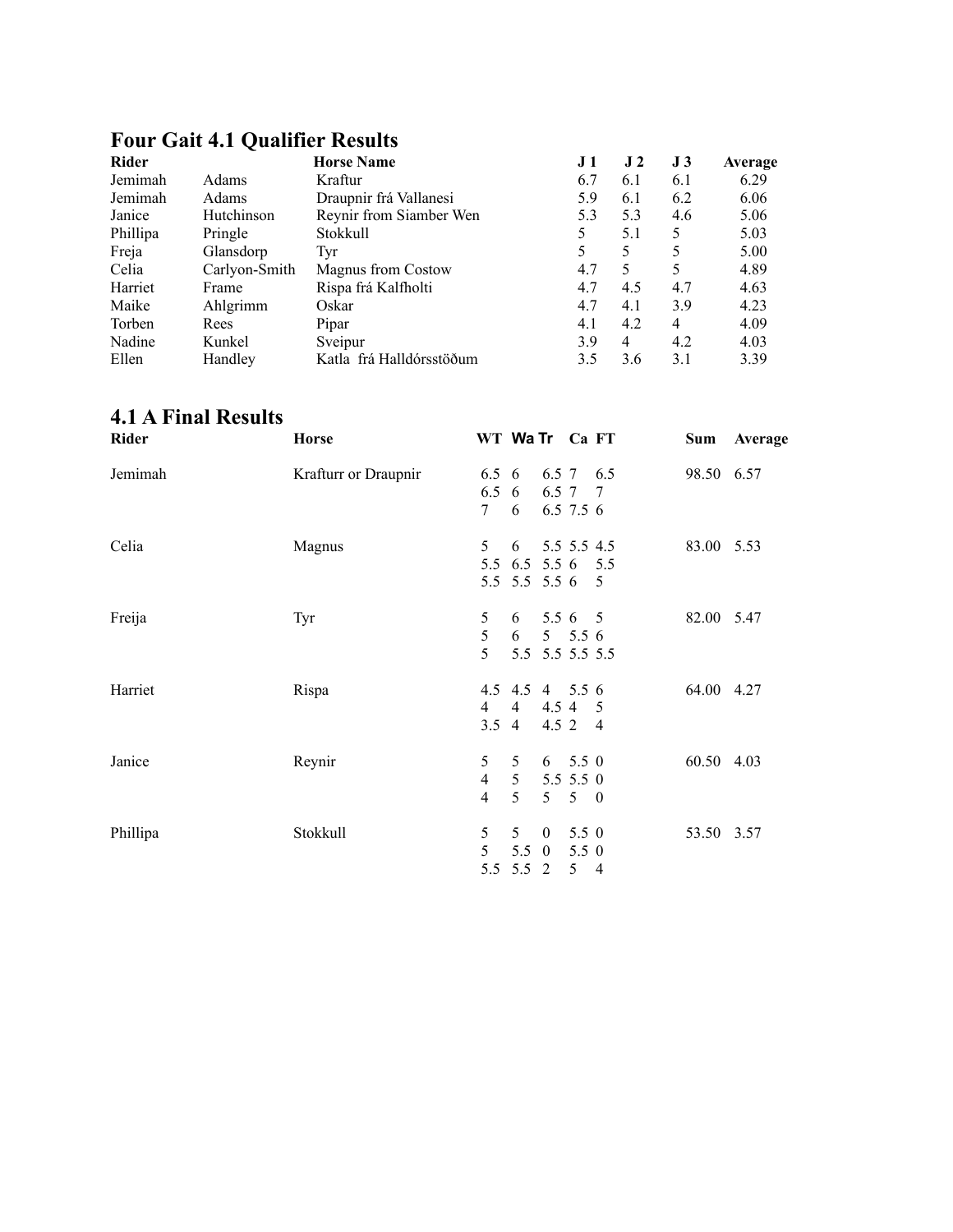## Four Gait 4.1 Qualifier Results

| Rider | | Horse Name | J 1 | J 2 | J 3 | Average |
|---|---|---|---|---|---|---|
| Jemimah | Adams | Kraftur | 6.7 | 6.1 | 6.1 | 6.29 |
| Jemimah | Adams | Draupnir frá Vallanesi | 5.9 | 6.1 | 6.2 | 6.06 |
| Janice | Hutchinson | Reynir from Siamber Wen | 5.3 | 5.3 | 4.6 | 5.06 |
| Phillipa | Pringle | Stokkull | 5 | 5.1 | 5 | 5.03 |
| Freja | Glansdorp | Tyr | 5 | 5 | 5 | 5.00 |
| Celia | Carlyon-Smith | Magnus from Costow | 4.7 | 5 | 5 | 4.89 |
| Harriet | Frame | Rispa frá Kalfholti | 4.7 | 4.5 | 4.7 | 4.63 |
| Maike | Ahlgrimm | Oskar | 4.7 | 4.1 | 3.9 | 4.23 |
| Torben | Rees | Pipar | 4.1 | 4.2 | 4 | 4.09 |
| Nadine | Kunkel | Sveipur | 3.9 | 4 | 4.2 | 4.03 |
| Ellen | Handley | Katla frá Halldórsstöðum | 3.5 | 3.6 | 3.1 | 3.39 |

## 4.1 A Final Results

| Rider | Horse | WT | Wa | Tr | Ca | FT | Sum | Average |
|---|---|---|---|---|---|---|---|---|
| Jemimah | Krafturr or Draupnir | 6.5 | 6 | 6.5 | 7 | 6.5 | 98.50 | 6.57 |
| | | 6.5 | 6 | 6.5 | 7 | 7 | | |
| | | 7 | 6 | 6.5 | 7.5 | 6 | | |
| Celia | Magnus | 5 | 6 | 5.5 | 5.5 | 4.5 | 83.00 | 5.53 |
| | | 5.5 | 6.5 | 5.5 | 6 | 5.5 | | |
| | | 5.5 | 5.5 | 5.5 | 6 | 5 | | |
| Freija | Tyr | 5 | 6 | 5.5 | 6 | 5 | 82.00 | 5.47 |
| | | 5 | 6 | 5 | 5.5 | 6 | | |
| | | 5 | 5.5 | 5.5 | 5.5 | 5.5 | | |
| Harriet | Rispa | 4.5 | 4.5 | 4 | 5.5 | 6 | 64.00 | 4.27 |
| | | 4 | 4 | 4.5 | 4 | 5 | | |
| | | 3.5 | 4 | 4.5 | 2 | 4 | | |
| Janice | Reynir | 5 | 5 | 6 | 5.5 | 0 | 60.50 | 4.03 |
| | | 4 | 5 | 5.5 | 5.5 | 0 | | |
| | | 4 | 5 | 5 | 5 | 0 | | |
| Phillipa | Stokkull | 5 | 5 | 0 | 5.5 | 0 | 53.50 | 3.57 |
| | | 5 | 5.5 | 0 | 5.5 | 0 | | |
| | | 5.5 | 5.5 | 2 | 5 | 4 | | |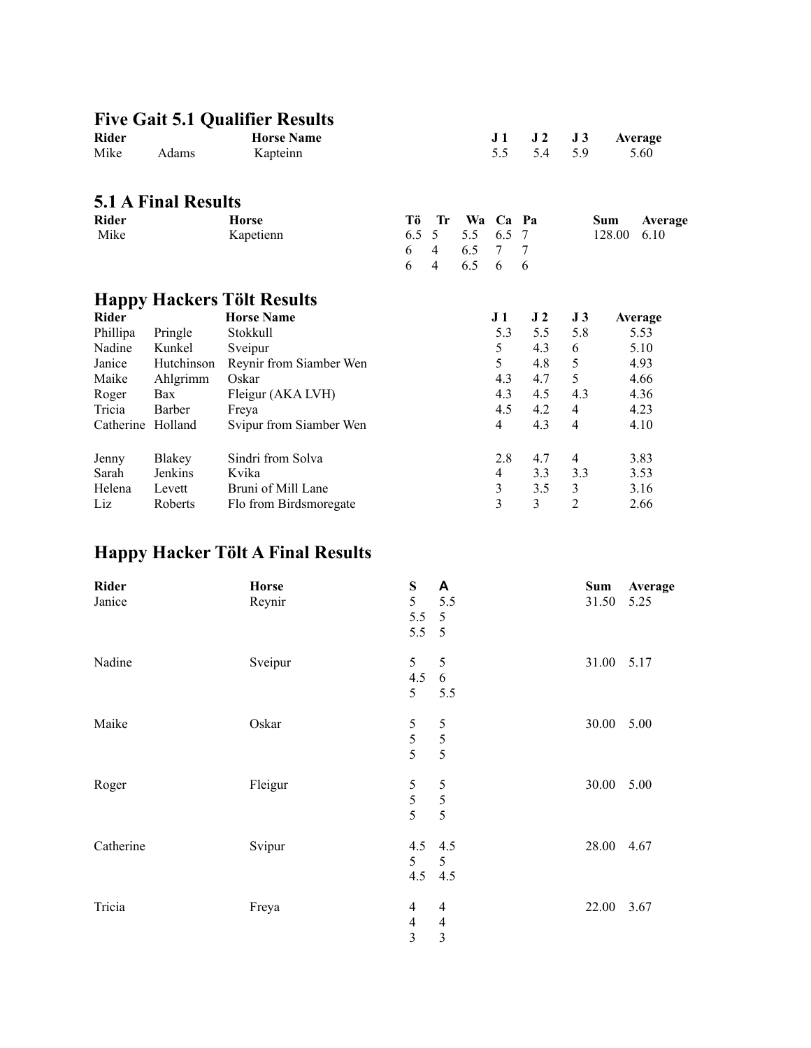## Five Gait 5.1 Qualifier Results

| Rider | | Horse Name | J 1 | J 2 | J 3 | Average |
|---|---|---|---|---|---|---|
| Mike | Adams | Kapteinn | 5.5 | 5.4 | 5.9 | 5.60 |

## 5.1 A Final Results

| Rider | Horse | Tö | Tr | Wa | Ca | Pa | Sum | Average |
|---|---|---|---|---|---|---|---|---|
| Mike | Kapetienn | 6.5 | 5 | 5.5 | 6.5 | 7 | 128.00 | 6.10 |
| | | 6 | 4 | 6.5 | 7 | 7 | | |
| | | 6 | 4 | 6.5 | 6 | 6 | | |

## Happy Hackers Tölt Results

| Rider | | Horse Name | J 1 | J 2 | J 3 | Average |
|---|---|---|---|---|---|---|
| Phillipa | Pringle | Stokkull | 5.3 | 5.5 | 5.8 | 5.53 |
| Nadine | Kunkel | Sveipur | 5 | 4.3 | 6 | 5.10 |
| Janice | Hutchinson | Reynir from Siamber Wen | 5 | 4.8 | 5 | 4.93 |
| Maike | Ahlgrimm | Oskar | 4.3 | 4.7 | 5 | 4.66 |
| Roger | Bax | Fleigur (AKA LVH) | 4.3 | 4.5 | 4.3 | 4.36 |
| Tricia | Barber | Freya | 4.5 | 4.2 | 4 | 4.23 |
| Catherine | Holland | Svipur from Siamber Wen | 4 | 4.3 | 4 | 4.10 |
| Jenny | Blakey | Sindri from Solva | 2.8 | 4.7 | 4 | 3.83 |
| Sarah | Jenkins | Kvika | 4 | 3.3 | 3.3 | 3.53 |
| Helena | Levett | Bruni of Mill Lane | 3 | 3.5 | 3 | 3.16 |
| Liz | Roberts | Flo from Birdsmoregate | 3 | 3 | 2 | 2.66 |

## Happy Hacker Tölt A Final Results

| Rider | Horse | S | A | Sum | Average |
|---|---|---|---|---|---|
| Janice | Reynir | 5 | 5.5 | 31.50 | 5.25 |
| | | 5.5 | 5 | | |
| | | 5.5 | 5 | | |
| Nadine | Sveipur | 5 | 5 | 31.00 | 5.17 |
| | | 4.5 | 6 | | |
| | | 5 | 5.5 | | |
| Maike | Oskar | 5 | 5 | 30.00 | 5.00 |
| | | 5 | 5 | | |
| | | 5 | 5 | | |
| Roger | Fleigur | 5 | 5 | 30.00 | 5.00 |
| | | 5 | 5 | | |
| | | 5 | 5 | | |
| Catherine | Svipur | 4.5 | 4.5 | 28.00 | 4.67 |
| | | 5 | 5 | | |
| | | 4.5 | 4.5 | | |
| Tricia | Freya | 4 | 4 | 22.00 | 3.67 |
| | | 4 | 4 | | |
| | | 3 | 3 | | |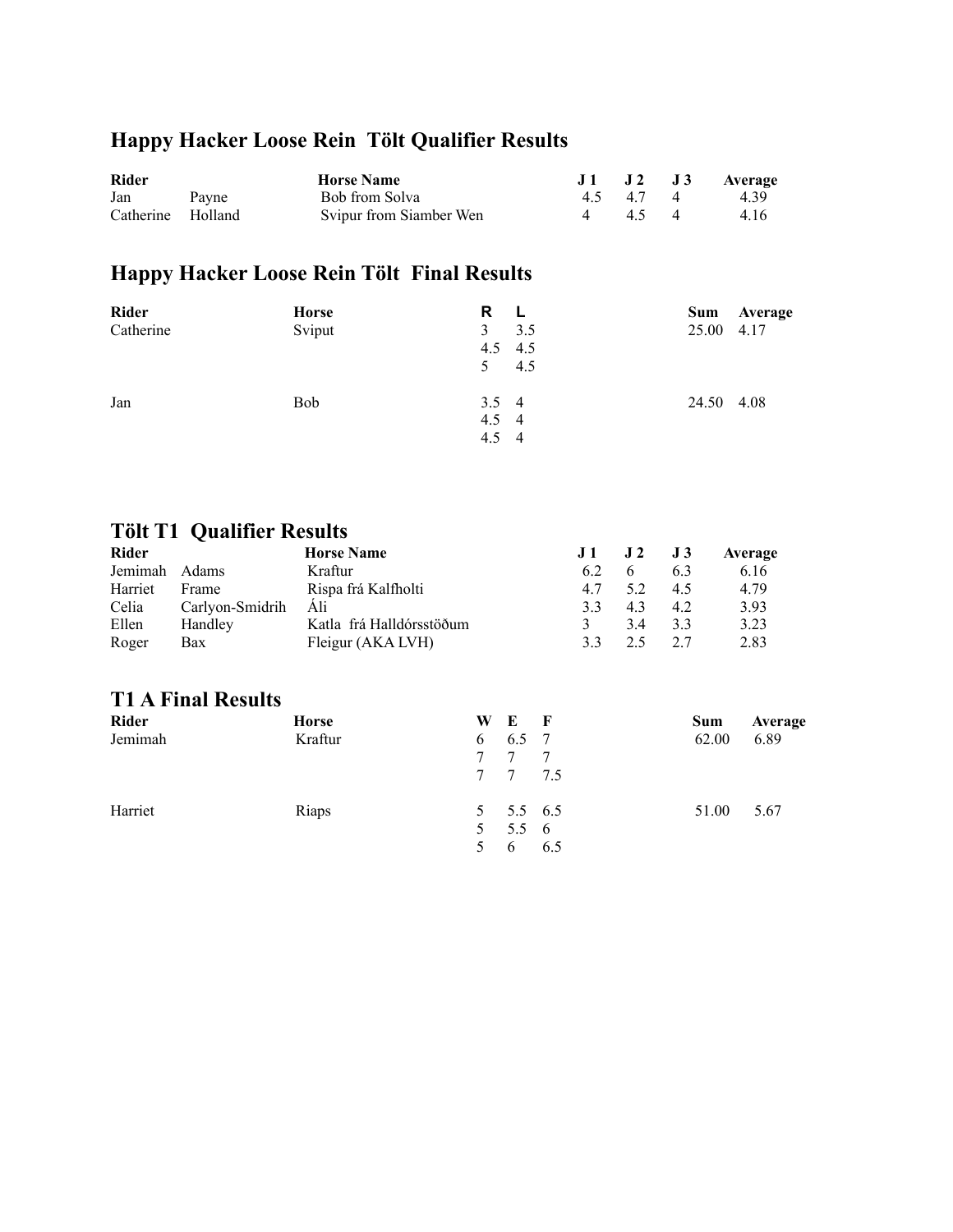## Happy Hacker Loose Rein Tölt Qualifier Results

| Rider | | Horse Name | J 1 | J 2 | J 3 | Average |
|---|---|---|---|---|---|---|
| Jan | Payne | Bob from Solva | 4.5 | 4.7 | 4 | 4.39 |
| Catherine | Holland | Svipur from Siamber Wen | 4 | 4.5 | 4 | 4.16 |

## Happy Hacker Loose Rein Tölt Final Results

| Rider | Horse | R | L | Sum | Average |
|---|---|---|---|---|---|
| Catherine | Sviput | 3 | 3.5 | 25.00 | 4.17 |
| | | 4.5 | 4.5 | | |
| | | 5 | 4.5 | | |
| Jan | Bob | 3.5 | 4 | 24.50 | 4.08 |
| | | 4.5 | 4 | | |
| | | 4.5 | 4 | | |

## Tölt T1 Qualifier Results

| Rider | | Horse Name | J 1 | J 2 | J 3 | Average |
|---|---|---|---|---|---|---|
| Jemimah | Adams | Kraftur | 6.2 | 6 | 6.3 | 6.16 |
| Harriet | Frame | Rispa frá Kalfholti | 4.7 | 5.2 | 4.5 | 4.79 |
| Celia | Carlyon-Smidrih | Áli | 3.3 | 4.3 | 4.2 | 3.93 |
| Ellen | Handley | Katla frá Halldórsstöðum | 3 | 3.4 | 3.3 | 3.23 |
| Roger | Bax | Fleigur (AKA LVH) | 3.3 | 2.5 | 2.7 | 2.83 |

## T1 A Final Results

| Rider | Horse | W | E | F | Sum | Average |
|---|---|---|---|---|---|---|
| Jemimah | Kraftur | 6 | 6.5 | 7 | 62.00 | 6.89 |
| | | 7 | 7 | 7 | | |
| | | 7 | 7 | 7.5 | | |
| Harriet | Riaps | 5 | 5.5 | 6.5 | 51.00 | 5.67 |
| | | 5 | 5.5 | 6 | | |
| | | 5 | 6 | 6.5 | | |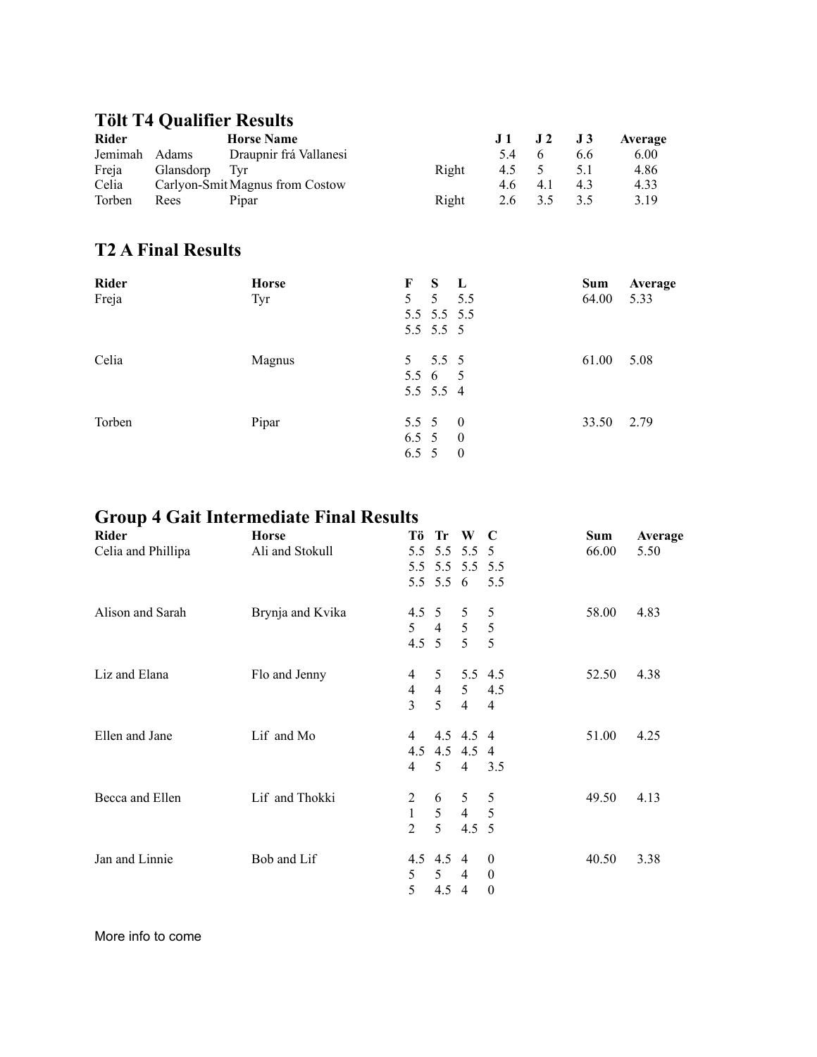## Tölt T4 Qualifier Results

| Rider | | Horse Name | | J 1 | J 2 | J 3 | Average |
|---|---|---|---|---|---|---|---|
| Jemimah | Adams | Draupnir frá Vallanesi | | 5.4 | 6 | 6.6 | 6.00 |
| Freja | Glansdorp | Tyr | Right | 4.5 | 5 | 5.1 | 4.86 |
| Celia | Carlyon-Smit | Magnus from Costow | | 4.6 | 4.1 | 4.3 | 4.33 |
| Torben | Rees | Pipar | Right | 2.6 | 3.5 | 3.5 | 3.19 |

## T2 A Final Results

| Rider | Horse | F | S | L | Sum | Average |
|---|---|---|---|---|---|---|
| Freja | Tyr | 5 | 5 | 5.5 | 64.00 | 5.33 |
| | | 5.5 | 5.5 | 5.5 | | |
| | | 5.5 | 5.5 | 5 | | |
| Celia | Magnus | 5 | 5.5 | 5 | 61.00 | 5.08 |
| | | 5.5 | 6 | 5 | | |
| | | 5.5 | 5.5 | 4 | | |
| Torben | Pipar | 5.5 | 5 | 0 | 33.50 | 2.79 |
| | | 6.5 | 5 | 0 | | |
| | | 6.5 | 5 | 0 | | |

## Group 4 Gait Intermediate Final Results

| Rider | Horse | Tö | Tr | W | C | Sum | Average |
|---|---|---|---|---|---|---|---|
| Celia and Phillipa | Ali and Stokull | 5.5 | 5.5 | 5.5 | 5 | 66.00 | 5.50 |
| | | 5.5 | 5.5 | 5.5 | 5.5 | | |
| | | 5.5 | 5.5 | 6 | 5.5 | | |
| Alison and Sarah | Brynja and Kvika | 4.5 | 5 | 5 | 5 | 58.00 | 4.83 |
| | | 5 | 4 | 5 | 5 | | |
| | | 4.5 | 5 | 5 | 5 | | |
| Liz and Elana | Flo and Jenny | 4 | 5 | 5.5 | 4.5 | 52.50 | 4.38 |
| | | 4 | 4 | 5 | 4.5 | | |
| | | 3 | 5 | 4 | 4 | | |
| Ellen and Jane | Lif and Mo | 4 | 4.5 | 4.5 | 4 | 51.00 | 4.25 |
| | | 4.5 | 4.5 | 4.5 | 4 | | |
| | | 4 | 5 | 4 | 3.5 | | |
| Becca and Ellen | Lif and Thokki | 2 | 6 | 5 | 5 | 49.50 | 4.13 |
| | | 1 | 5 | 4 | 5 | | |
| | | 2 | 5 | 4.5 | 5 | | |
| Jan and Linnie | Bob and Lif | 4.5 | 4.5 | 4 | 0 | 40.50 | 3.38 |
| | | 5 | 5 | 4 | 0 | | |
| | | 5 | 4.5 | 4 | 0 | | |

More info to come